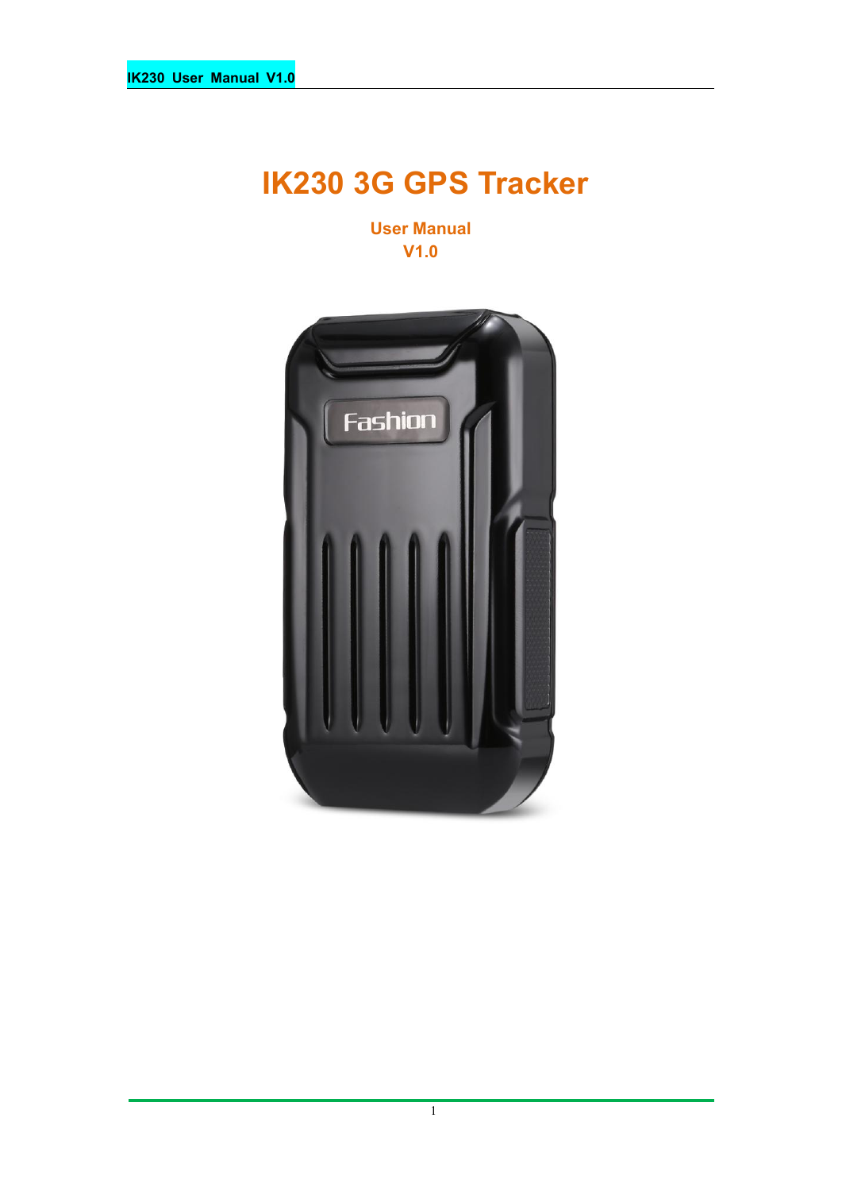# IK230 3G GPS Tracker

**User Manual**
**V1.0**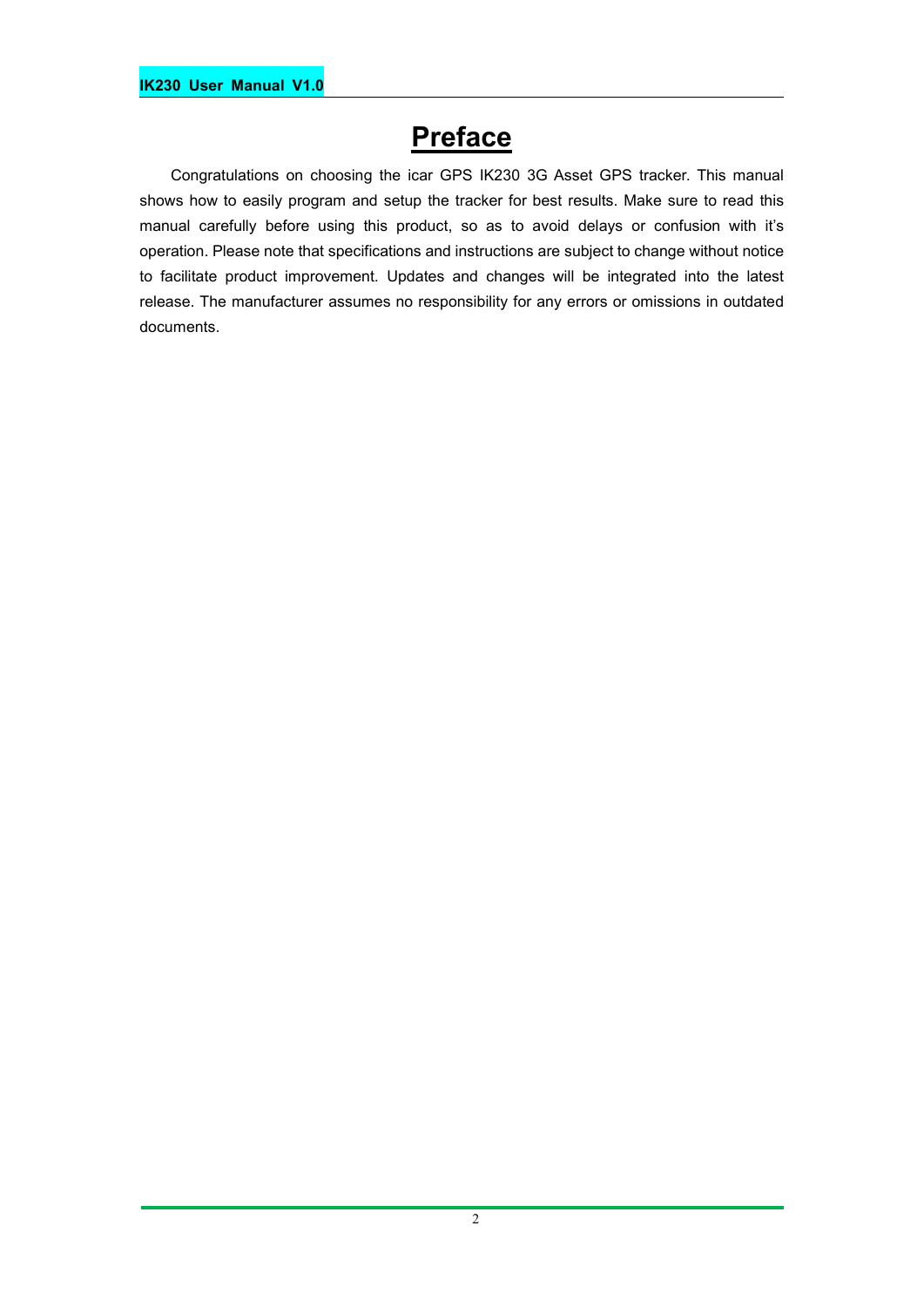# Preface

Congratulations on choosing the icar GPS IK230 3G Asset GPS tracker. This manual shows how to easily program and setup the tracker for best results. Make sure to read this manual carefully before using this product, so as to avoid delays or confusion with it's operation. Please note that specifications and instructions are subject to change without notice to facilitate product improvement. Updates and changes will be integrated into the latest release. The manufacturer assumes no responsibility for any errors or omissions in outdated documents.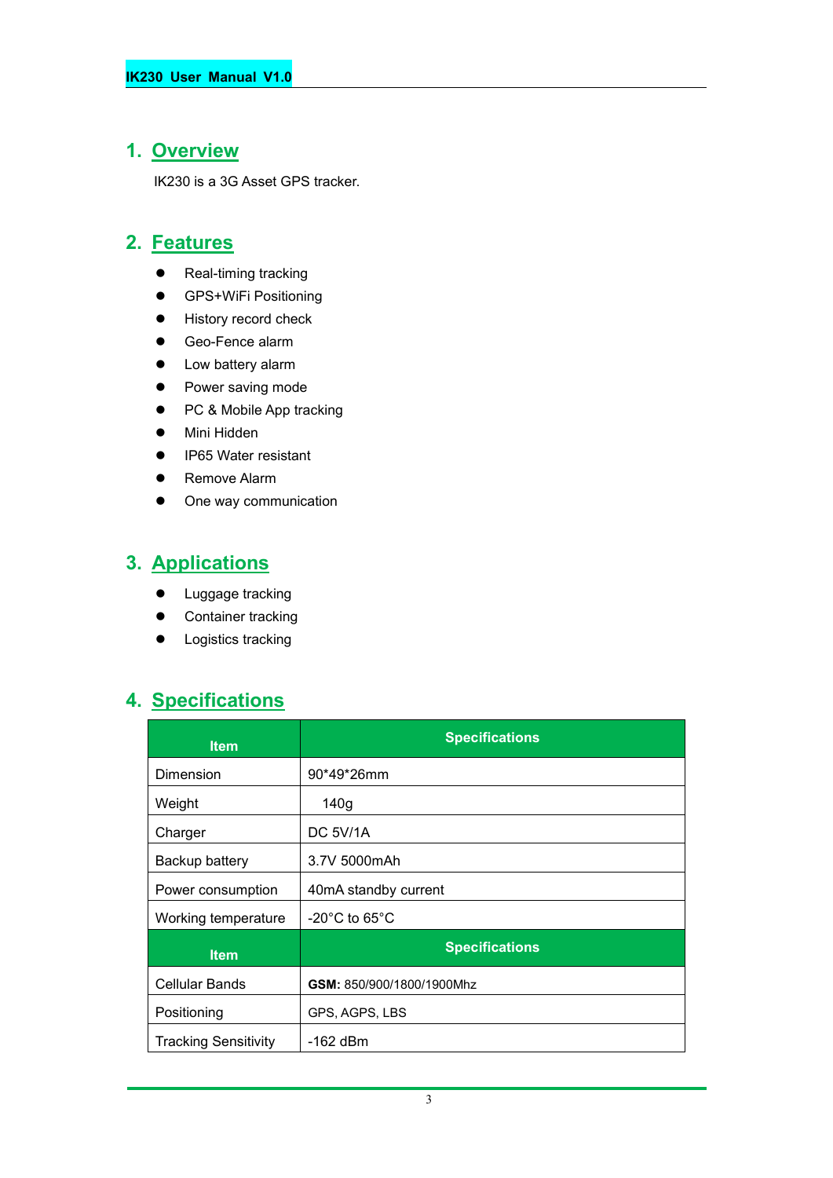## 1. Overview

IK230 is a 3G Asset GPS tracker.

## 2. Features

- Real-timing tracking
- GPS+WiFi Positioning
- History record check
- Geo-Fence alarm
- Low battery alarm
- Power saving mode
- PC & Mobile App tracking
- Mini Hidden
- IP65 Water resistant
- Remove Alarm
- One way communication

## 3. Applications

- Luggage tracking
- Container tracking
- Logistics tracking

## 4. Specifications

| Item | Specifications |
|---|---|
| Dimension | 90*49*26mm |
| Weight | 140g |
| Charger | DC 5V/1A |
| Backup battery | 3.7V 5000mAh |
| Power consumption | 40mA standby current |
| Working temperature | -20°C to 65°C |
| **Item** | **Specifications** |
| Cellular Bands | **GSM:** 850/900/1800/1900Mhz |
| Positioning | GPS, AGPS, LBS |
| Tracking Sensitivity | -162 dBm |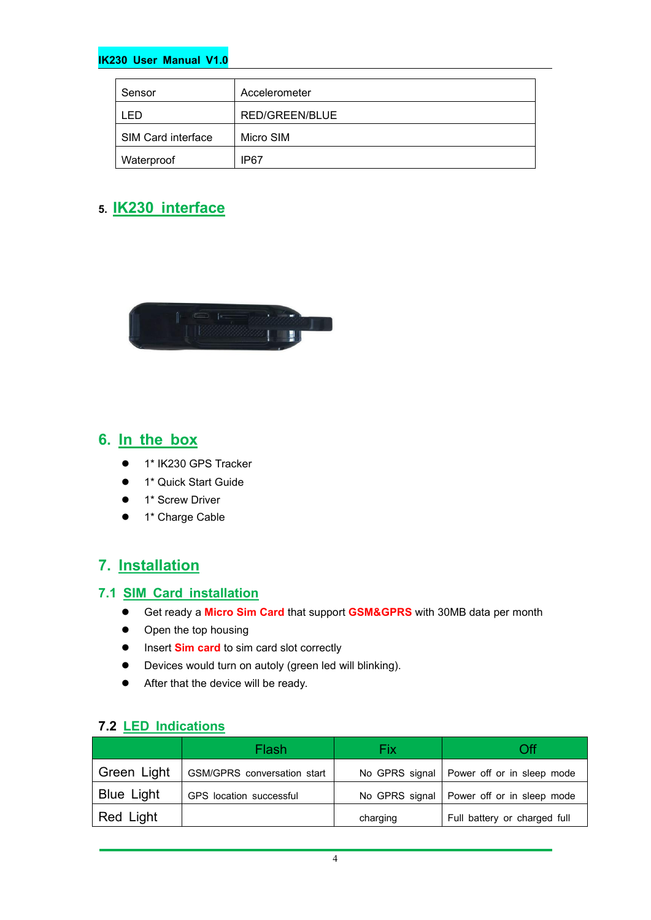| Sensor | Accelerometer |
|---|---|
| LED | RED/GREEN/BLUE |
| SIM Card interface | Micro SIM |
| Waterproof | IP67 |

## 5. IK230 interface

## 6. In the box

- 1* IK230 GPS Tracker
- 1* Quick Start Guide
- 1* Screw Driver
- 1* Charge Cable

## 7. Installation

### 7.1 SIM Card installation

- Get ready a **Micro Sim Card** that support **GSM&GPRS** with 30MB data per month
- Open the top housing
- Insert **Sim card** to sim card slot correctly
- Devices would turn on autoly (green led will blinking).
- After that the device will be ready.

### 7.2 LED Indications

| | Flash | Fix | Off |
|---|---|---|---|
| Green Light | GSM/GPRS conversation start | No GPRS signal | Power off or in sleep mode |
| Blue Light | GPS location successful | No GPRS signal | Power off or in sleep mode |
| Red Light | | charging | Full battery or charged full |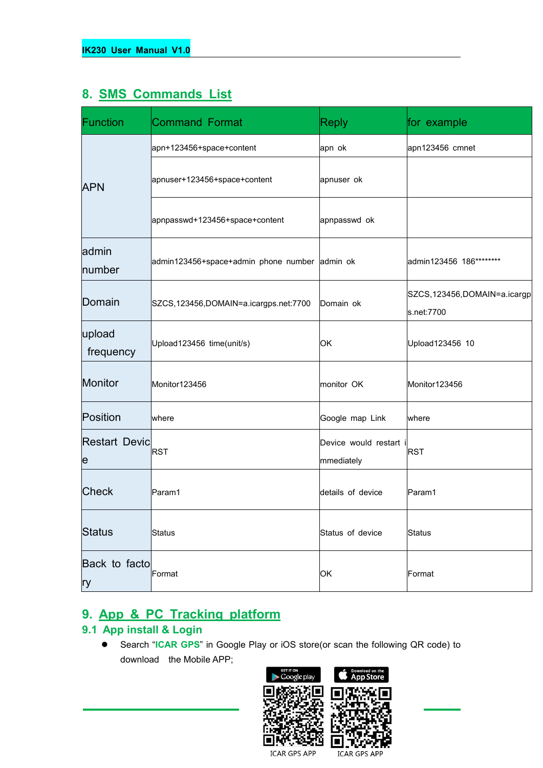## 8. SMS Commands List

| Function | Command Format | Reply | for example |
|---|---|---|---|
| APN | apn+123456+space+content | apn ok | apn123456 cmnet |
| | apnuser+123456+space+content | apnuser ok | |
| | apnpasswd+123456+space+content | apnpasswd ok | |
| admin number | admin123456+space+admin phone number | admin ok | admin123456 186******** |
| Domain | SZCS,123456,DOMAIN=a.icargps.net:7700 | Domain ok | SZCS,123456,DOMAIN=a.icargps.net:7700 |
| upload frequency | Upload123456 time(unit/s) | OK | Upload123456 10 |
| Monitor | Monitor123456 | monitor OK | Monitor123456 |
| Position | where | Google map Link | where |
| Restart Device | RST | Device would restart immediately | RST |
| Check | Param1 | details of device | Param1 |
| Status | Status | Status of device | Status |
| Back to factory | Format | OK | Format |

## 9. App & PC Tracking platform

### 9.1 App install & Login

- Search "**ICAR GPS**" in Google Play or iOS store(or scan the following QR code) to download the Mobile APP;

ICAR GPS APP ICAR GPS APP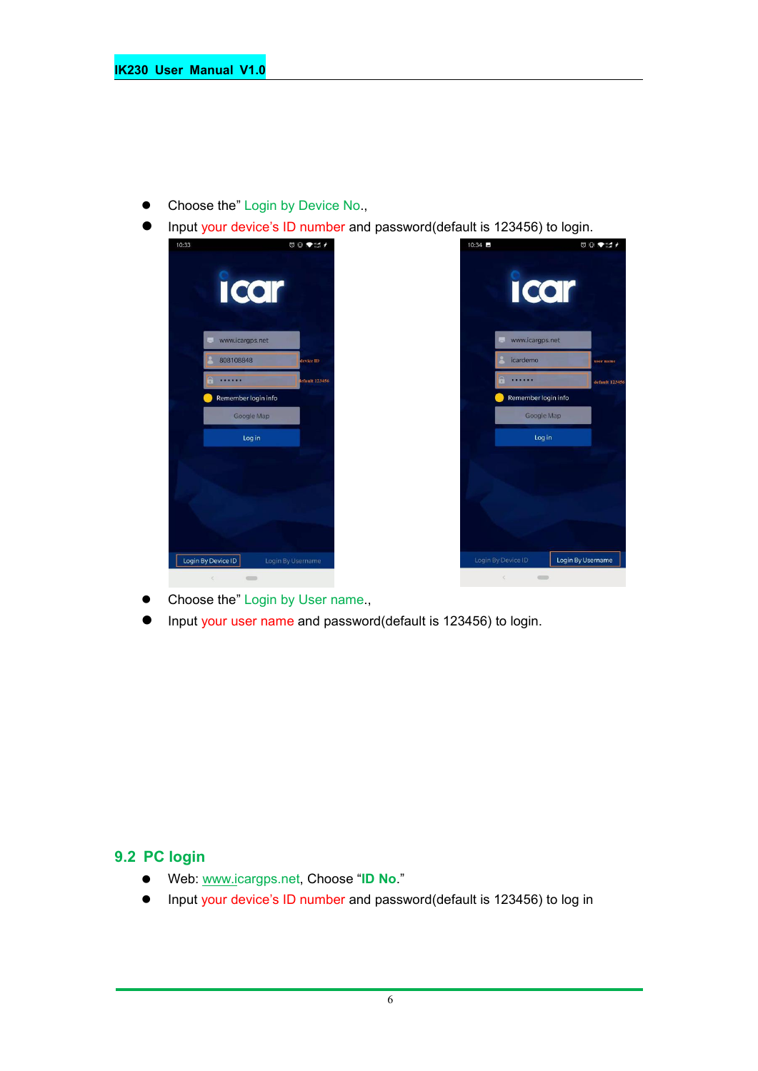- Choose the" Login by Device No.,
- Input your device's ID number and password(default is 123456) to login.

- Choose the" Login by User name.,
- Input your user name and password(default is 123456) to login.

## 9.2 PC login

- Web: www.icargps.net, Choose "**ID No.**"
- Input your device's ID number and password(default is 123456) to log in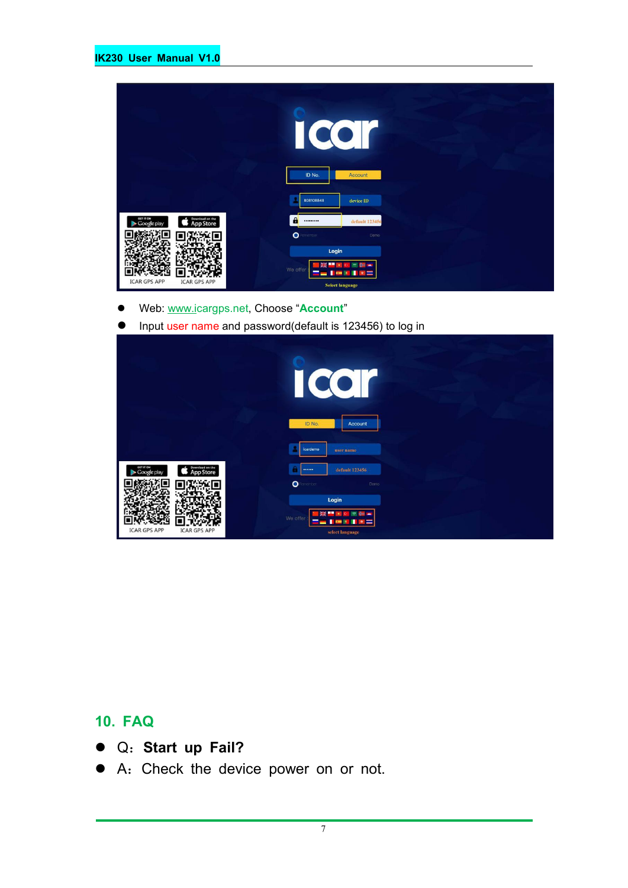- Web: www.icargps.net, Choose "**Account**"
- Input user name and password(default is 123456) to log in

## 10. FAQ

- Q: **Start up Fail?**
- A: Check the device power on or not.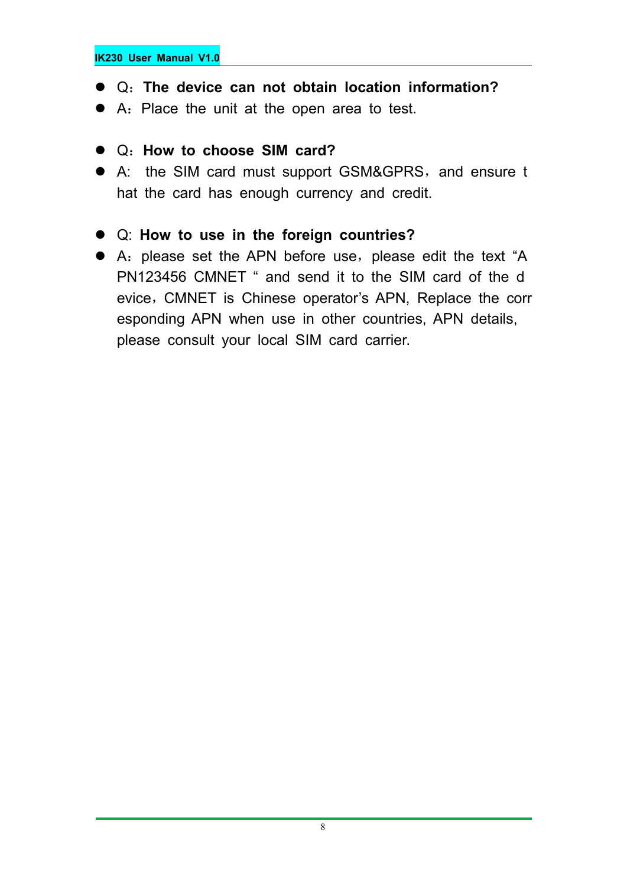- Q：**The device can not obtain location information?**
- A：Place the unit at the open area to test.

- Q：**How to choose SIM card?**
- A: the SIM card must support GSM&GPRS，and ensure that the card has enough currency and credit.

- Q: **How to use in the foreign countries?**
- A：please set the APN before use，please edit the text "APN123456 CMNET " and send it to the SIM card of the device，CMNET is Chinese operator's APN, Replace the corresponding APN when use in other countries, APN details, please consult your local SIM card carrier.